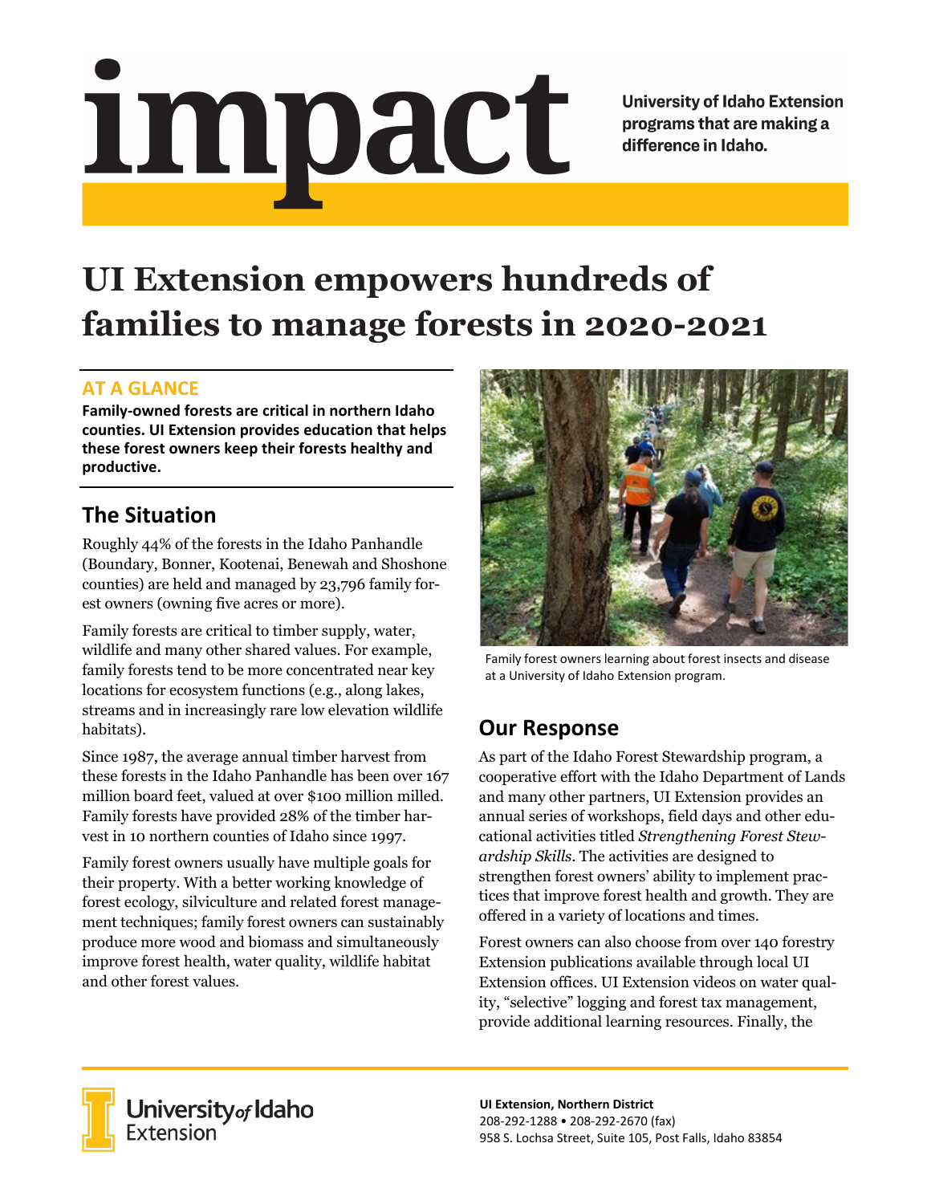# impact

University of Idaho Extension programs that are making a difference in Idaho.

# UI Extension empowers hundreds of families to manage forests in 2020-2021

## AT A GLANCE

**Family-owned forests are critical in northern Idaho counties. UI Extension provides education that helps these forest owners keep their forests healthy and productive.**

## The Situation

Roughly 44% of the forests in the Idaho Panhandle (Boundary, Bonner, Kootenai, Benewah and Shoshone counties) are held and managed by 23,796 family forest owners (owning five acres or more).

Family forests are critical to timber supply, water, wildlife and many other shared values. For example, family forests tend to be more concentrated near key locations for ecosystem functions (e.g., along lakes, streams and in increasingly rare low elevation wildlife habitats).

Since 1987, the average annual timber harvest from these forests in the Idaho Panhandle has been over 167 million board feet, valued at over $100 million milled. Family forests have provided 28% of the timber harvest in 10 northern counties of Idaho since 1997.

Family forest owners usually have multiple goals for their property. With a better working knowledge of forest ecology, silviculture and related forest management techniques; family forest owners can sustainably produce more wood and biomass and simultaneously improve forest health, water quality, wildlife habitat and other forest values.

Family forest owners learning about forest insects and disease at a University of Idaho Extension program.

## Our Response

As part of the Idaho Forest Stewardship program, a cooperative effort with the Idaho Department of Lands and many other partners, UI Extension provides an annual series of workshops, field days and other educational activities titled *Strengthening Forest Stewardship Skills*. The activities are designed to strengthen forest owners' ability to implement practices that improve forest health and growth. They are offered in a variety of locations and times.

Forest owners can also choose from over 140 forestry Extension publications available through local UI Extension offices. UI Extension videos on water quality, "selective" logging and forest tax management, provide additional learning resources. Finally, the

University of Idaho Extension

**UI Extension, Northern District**
208-292-1288 • 208-292-2670 (fax)
958 S. Lochsa Street, Suite 105, Post Falls, Idaho 83854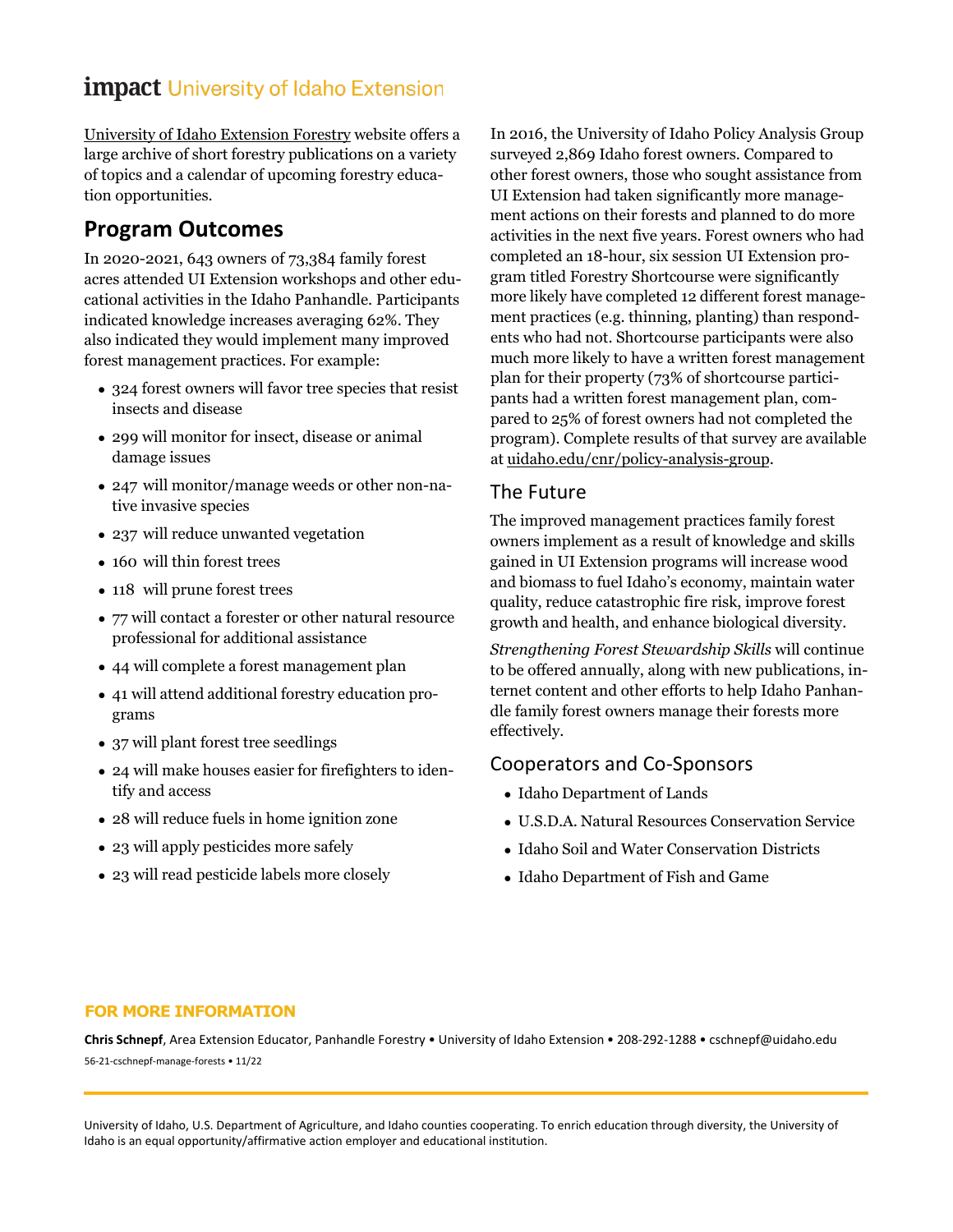University of Idaho Extension Forestry website offers a large archive of short forestry publications on a variety of topics and a calendar of upcoming forestry education opportunities.

## Program Outcomes

In 2020-2021, 643 owners of 73,384 family forest acres attended UI Extension workshops and other educational activities in the Idaho Panhandle. Participants indicated knowledge increases averaging 62%. They also indicated they would implement many improved forest management practices. For example:

- 324 forest owners will favor tree species that resist insects and disease
- 299 will monitor for insect, disease or animal damage issues
- 247 will monitor/manage weeds or other non-native invasive species
- 237 will reduce unwanted vegetation
- 160 will thin forest trees
- 118 will prune forest trees
- 77 will contact a forester or other natural resource professional for additional assistance
- 44 will complete a forest management plan
- 41 will attend additional forestry education programs
- 37 will plant forest tree seedlings
- 24 will make houses easier for firefighters to identify and access
- 28 will reduce fuels in home ignition zone
- 23 will apply pesticides more safely
- 23 will read pesticide labels more closely

In 2016, the University of Idaho Policy Analysis Group surveyed 2,869 Idaho forest owners. Compared to other forest owners, those who sought assistance from UI Extension had taken significantly more management actions on their forests and planned to do more activities in the next five years. Forest owners who had completed an 18-hour, six session UI Extension program titled Forestry Shortcourse were significantly more likely have completed 12 different forest management practices (e.g. thinning, planting) than respondents who had not. Shortcourse participants were also much more likely to have a written forest management plan for their property (73% of shortcourse participants had a written forest management plan, compared to 25% of forest owners had not completed the program). Complete results of that survey are available at uidaho.edu/cnr/policy-analysis-group.

### The Future

The improved management practices family forest owners implement as a result of knowledge and skills gained in UI Extension programs will increase wood and biomass to fuel Idaho's economy, maintain water quality, reduce catastrophic fire risk, improve forest growth and health, and enhance biological diversity.

*Strengthening Forest Stewardship Skills* will continue to be offered annually, along with new publications, internet content and other efforts to help Idaho Panhandle family forest owners manage their forests more effectively.

### Cooperators and Co-Sponsors

- Idaho Department of Lands
- U.S.D.A. Natural Resources Conservation Service
- Idaho Soil and Water Conservation Districts
- Idaho Department of Fish and Game

**FOR MORE INFORMATION**

**Chris Schnepf**, Area Extension Educator, Panhandle Forestry • University of Idaho Extension • 208-292-1288 • cschnepf@uidaho.edu

56-21-cschnepf-manage-forests • 11/22

University of Idaho, U.S. Department of Agriculture, and Idaho counties cooperating. To enrich education through diversity, the University of Idaho is an equal opportunity/affirmative action employer and educational institution.